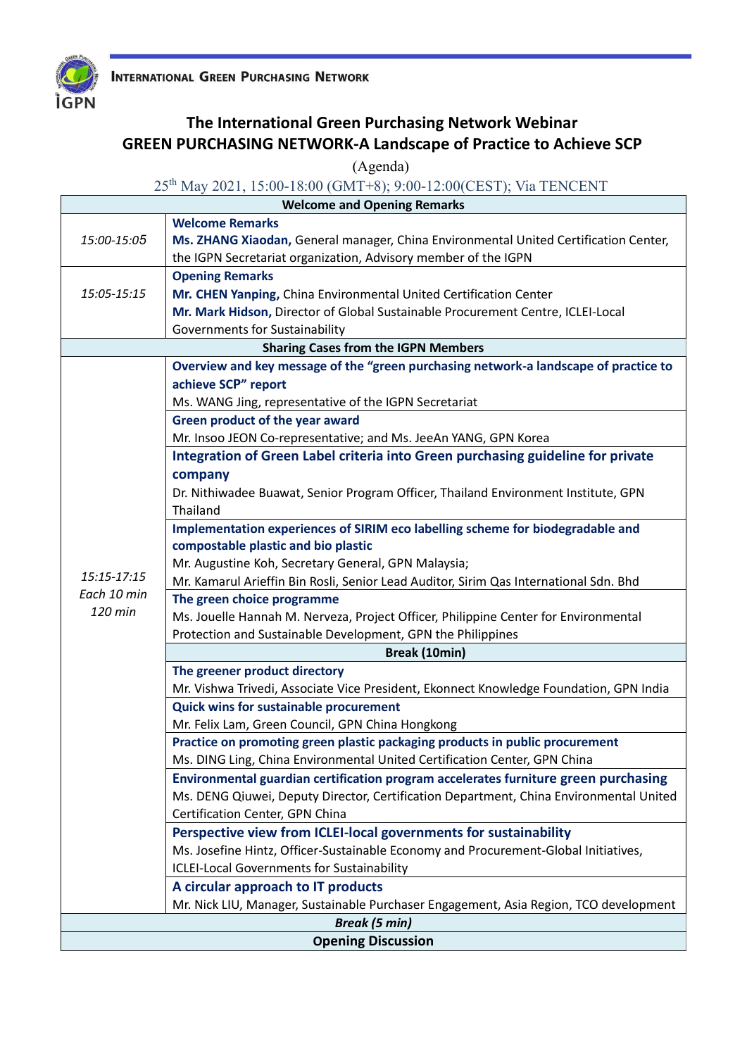INTERNATIONAL GREEN PURCHASING NETWORK

IGPN

# The International Green Purchasing Network Webinar
# GREEN PURCHASING NETWORK-A Landscape of Practice to Achieve SCP

(Agenda)

25th May 2021, 15:00-18:00 (GMT+8); 9:00-12:00(CEST); Via TENCENT

| Welcome and Opening Remarks | |
|---|---|
| *15:00-15:05* | **Welcome Remarks**<br>**Ms. ZHANG Xiaodan,** General manager, China Environmental United Certification Center, the IGPN Secretariat organization, Advisory member of the IGPN |
| *15:05-15:15* | **Opening Remarks**<br>**Mr. CHEN Yanping,** China Environmental United Certification Center<br>**Mr. Mark Hidson,** Director of Global Sustainable Procurement Centre, ICLEI-Local Governments for Sustainability |
| **Sharing Cases from the IGPN Members** | |
| *15:15-17:15*<br>*Each 10 min*<br>*120 min* | **Overview and key message of the "green purchasing network-a landscape of practice to achieve SCP" report**<br>Ms. WANG Jing, representative of the IGPN Secretariat |
| | **Green product of the year award**<br>Mr. Insoo JEON Co-representative; and Ms. JeeAn YANG, GPN Korea |
| | **Integration of Green Label criteria into Green purchasing guideline for private company**<br>Dr. Nithiwadee Buawat, Senior Program Officer, Thailand Environment Institute, GPN Thailand |
| | **Implementation experiences of SIRIM eco labelling scheme for biodegradable and compostable plastic and bio plastic**<br>Mr. Augustine Koh, Secretary General, GPN Malaysia;<br>Mr. Kamarul Arieffin Bin Rosli, Senior Lead Auditor, Sirim Qas International Sdn. Bhd |
| | **The green choice programme**<br>Ms. Jouelle Hannah M. Nerveza, Project Officer, Philippine Center for Environmental Protection and Sustainable Development, GPN the Philippines |
| | **Break (10min)** |
| | **The greener product directory**<br>Mr. Vishwa Trivedi, Associate Vice President, Ekonnect Knowledge Foundation, GPN India |
| | **Quick wins for sustainable procurement**<br>Mr. Felix Lam, Green Council, GPN China Hongkong |
| | **Practice on promoting green plastic packaging products in public procurement**<br>Ms. DING Ling, China Environmental United Certification Center, GPN China |
| | **Environmental guardian certification program accelerates furniture green purchasing**<br>Ms. DENG Qiuwei, Deputy Director, Certification Department, China Environmental United Certification Center, GPN China |
| | **Perspective view from ICLEI-local governments for sustainability**<br>Ms. Josefine Hintz, Officer-Sustainable Economy and Procurement-Global Initiatives, ICLEI-Local Governments for Sustainability |
| | **A circular approach to IT products**<br>Mr. Nick LIU, Manager, Sustainable Purchaser Engagement, Asia Region, TCO development |
| ***Break (5 min)*** | |
| **Opening Discussion** | |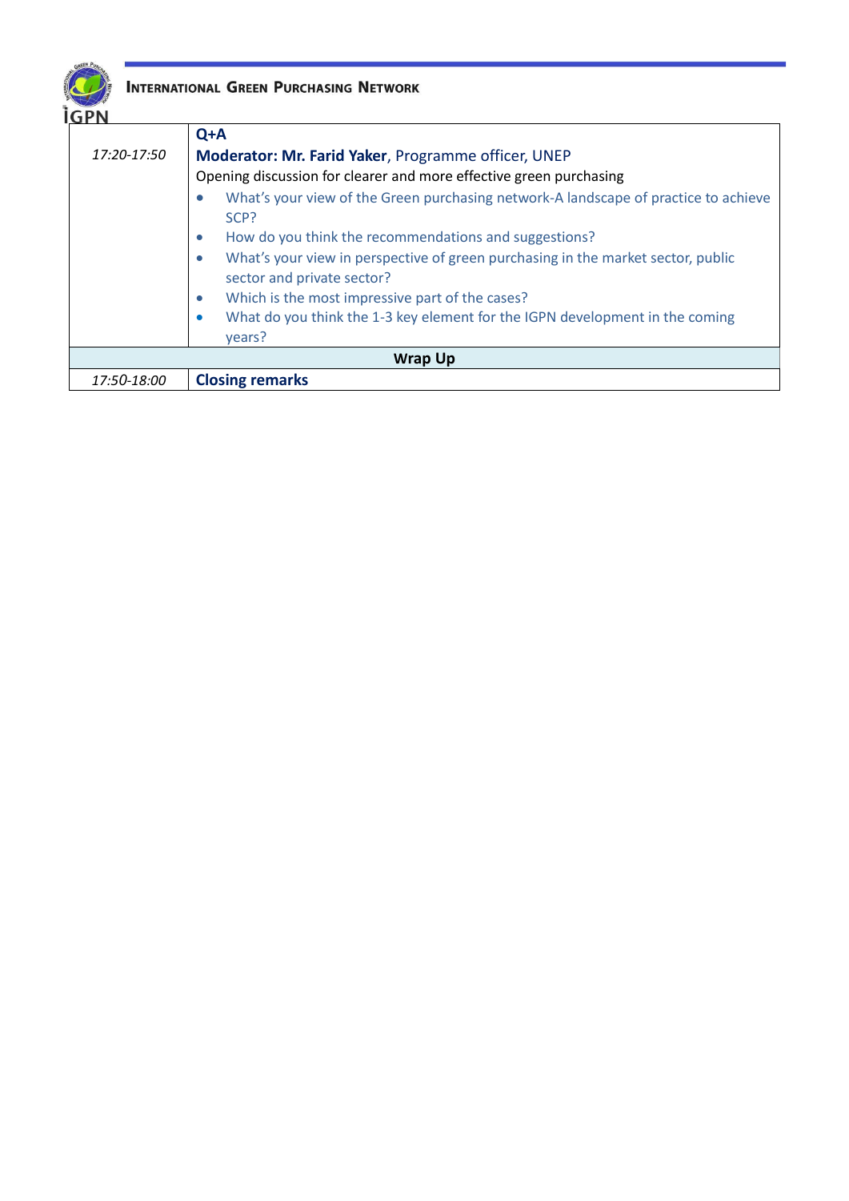| | |
|---|---|
| *17:20-17:50* | **Q+A**<br>**Moderator: Mr. Farid Yaker**, Programme officer, UNEP<br>Opening discussion for clearer and more effective green purchasing<br>• What's your view of the Green purchasing network-A landscape of practice to achieve SCP?<br>• How do you think the recommendations and suggestions?<br>• What's your view in perspective of green purchasing in the market sector, public sector and private sector?<br>• Which is the most impressive part of the cases?<br>• What do you think the 1-3 key element for the IGPN development in the coming years? |
| **Wrap Up** | |
| *17:50-18:00* | **Closing remarks** |